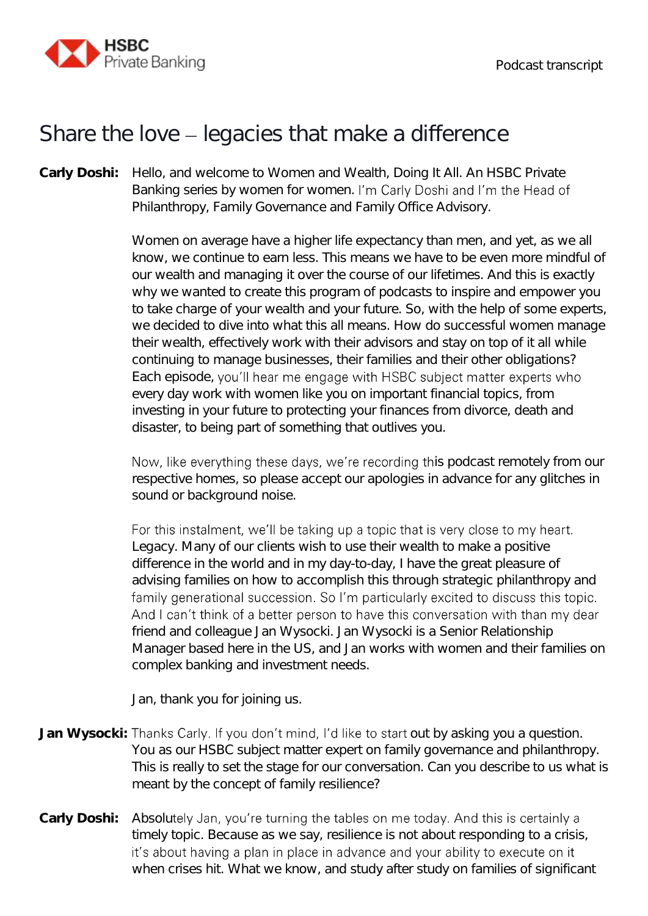# Share the love – legacies that make a difference

**Carly Doshi:** Hello, and welcome to Women and Wealth, Doing It All. An HSBC Private Banking series by women for women. I'm Carly Doshi and I'm the Head of Philanthropy, Family Governance and Family Office Advisory.

Women on average have a higher life expectancy than men, and yet, as we all know, we continue to earn less. This means we have to be even more mindful of our wealth and managing it over the course of our lifetimes. And this is exactly why we wanted to create this program of podcasts to inspire and empower you to take charge of your wealth and your future. So, with the help of some experts, we decided to dive into what this all means. How do successful women manage their wealth, effectively work with their advisors and stay on top of it all while continuing to manage businesses, their families and their other obligations? Each episode, you'll hear me engage with HSBC subject matter experts who every day work with women like you on important financial topics, from investing in your future to protecting your finances from divorce, death and disaster, to being part of something that outlives you.

Now, like everything these days, we're recording this podcast remotely from our respective homes, so please accept our apologies in advance for any glitches in sound or background noise.

For this instalment, we'll be taking up a topic that is very close to my heart. Legacy. Many of our clients wish to use their wealth to make a positive difference in the world and in my day-to-day, I have the great pleasure of advising families on how to accomplish this through strategic philanthropy and family generational succession. So I'm particularly excited to discuss this topic. And I can't think of a better person to have this conversation with than my dear friend and colleague Jan Wysocki. Jan Wysocki is a Senior Relationship Manager based here in the US, and Jan works with women and their families on complex banking and investment needs.

Jan, thank you for joining us.

**Jan Wysocki:** Thanks Carly. If you don't mind, I'd like to start out by asking you a question. You as our HSBC subject matter expert on family governance and philanthropy. This is really to set the stage for our conversation. Can you describe to us what is meant by the concept of family resilience?

**Carly Doshi:** Absolutely Jan, you're turning the tables on me today. And this is certainly a timely topic. Because as we say, resilience is not about responding to a crisis, it's about having a plan in place in advance and your ability to execute on it when crises hit. What we know, and study after study on families of significant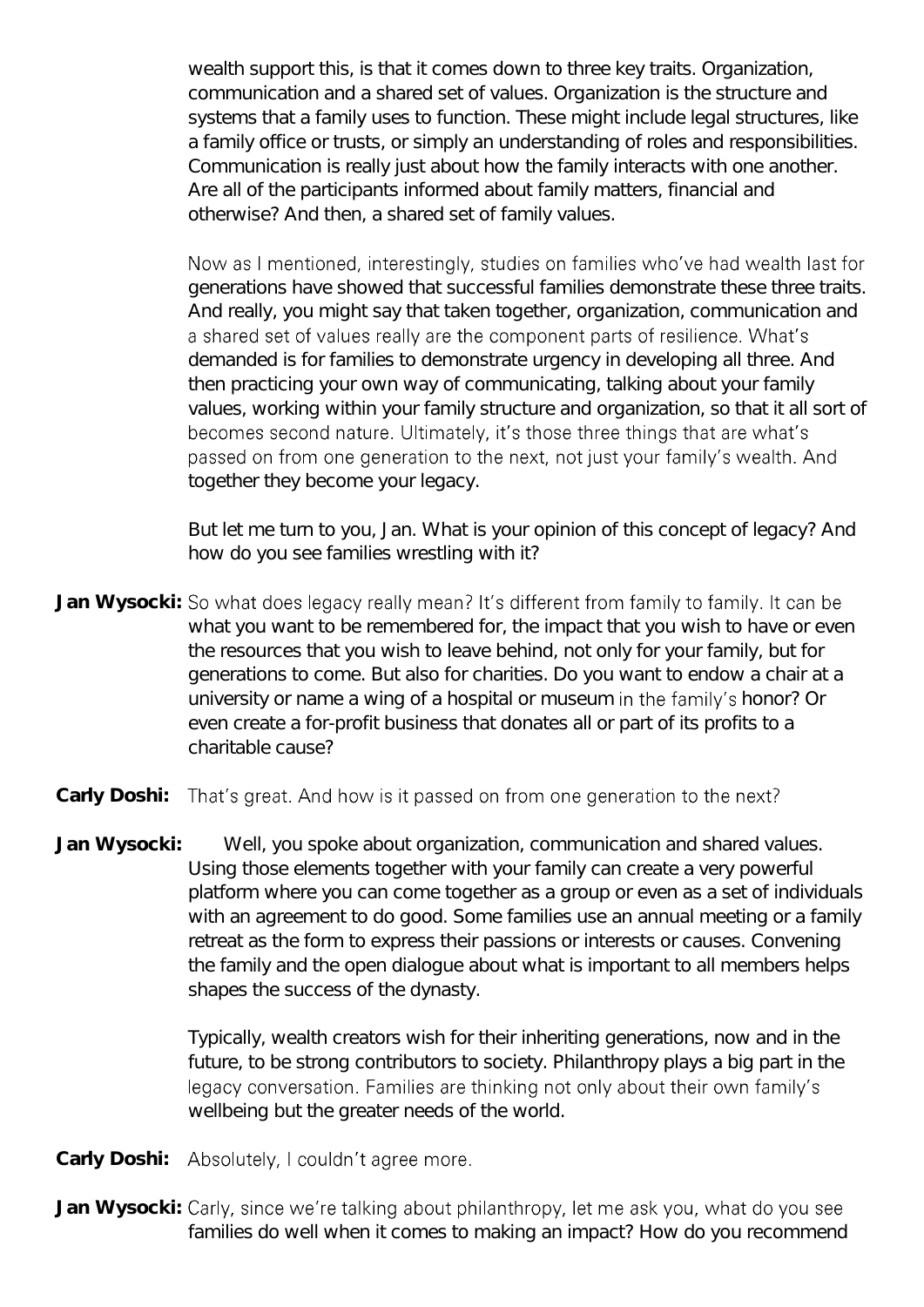wealth support this, is that it comes down to three key traits. Organization, communication and a shared set of values. Organization is the structure and systems that a family uses to function. These might include legal structures, like a family office or trusts, or simply an understanding of roles and responsibilities. Communication is really just about how the family interacts with one another. Are all of the participants informed about family matters, financial and otherwise? And then, a shared set of family values.

Now as I mentioned, interestingly, studies on families who've had wealth last for generations have showed that successful families demonstrate these three traits. And really, you might say that taken together, organization, communication and a shared set of values really are the component parts of resilience. What's demanded is for families to demonstrate urgency in developing all three. And then practicing your own way of communicating, talking about your family values, working within your family structure and organization, so that it all sort of becomes second nature. Ultimately, it's those three things that are what's passed on from one generation to the next, not just your family's wealth. And together they become your legacy.

But let me turn to you, Jan. What is your opinion of this concept of legacy? And how do you see families wrestling with it?

**Jan Wysocki:** So what does legacy really mean? It's different from family to family. It can be what you want to be remembered for, the impact that you wish to have or even the resources that you wish to leave behind, not only for your family, but for generations to come. But also for charities. Do you want to endow a chair at a university or name a wing of a hospital or museum in the family's honor? Or even create a for-profit business that donates all or part of its profits to a charitable cause?

**Carly Doshi:** That's great. And how is it passed on from one generation to the next?

**Jan Wysocki:** Well, you spoke about organization, communication and shared values. Using those elements together with your family can create a very powerful platform where you can come together as a group or even as a set of individuals with an agreement to do good. Some families use an annual meeting or a family retreat as the form to express their passions or interests or causes. Convening the family and the open dialogue about what is important to all members helps shapes the success of the dynasty.

Typically, wealth creators wish for their inheriting generations, now and in the future, to be strong contributors to society. Philanthropy plays a big part in the legacy conversation. Families are thinking not only about their own family's wellbeing but the greater needs of the world.

**Carly Doshi:** Absolutely, I couldn't agree more.

**Jan Wysocki:** Carly, since we're talking about philanthropy, let me ask you, what do you see families do well when it comes to making an impact? How do you recommend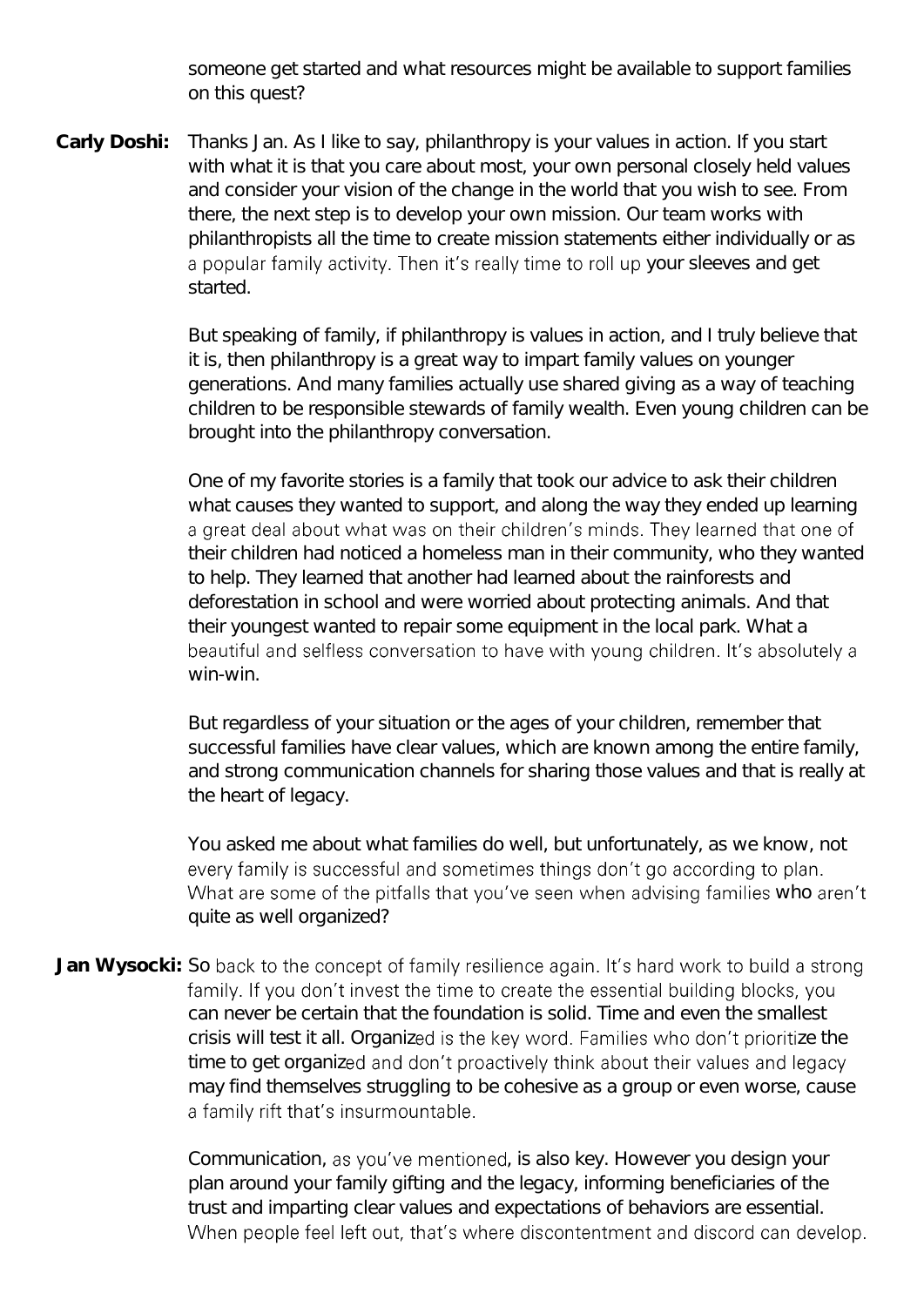someone get started and what resources might be available to support families on this quest?

**Carly Doshi:** Thanks Jan. As I like to say, philanthropy is your values in action. If you start with what it is that you care about most, your own personal closely held values and consider your vision of the change in the world that you wish to see. From there, the next step is to develop your own mission. Our team works with philanthropists all the time to create mission statements either individually or as a popular family activity. Then it's really time to roll up your sleeves and get started.

But speaking of family, if philanthropy is values in action, and I truly believe that it is, then philanthropy is a great way to impart family values on younger generations. And many families actually use shared giving as a way of teaching children to be responsible stewards of family wealth. Even young children can be brought into the philanthropy conversation.

One of my favorite stories is a family that took our advice to ask their children what causes they wanted to support, and along the way they ended up learning a great deal about what was on their children's minds. They learned that one of their children had noticed a homeless man in their community, who they wanted to help. They learned that another had learned about the rainforests and deforestation in school and were worried about protecting animals. And that their youngest wanted to repair some equipment in the local park. What a beautiful and selfless conversation to have with young children. It's absolutely a win-win.

But regardless of your situation or the ages of your children, remember that successful families have clear values, which are known among the entire family, and strong communication channels for sharing those values and that is really at the heart of legacy.

You asked me about what families do well, but unfortunately, as we know, not every family is successful and sometimes things don't go according to plan. What are some of the pitfalls that you've seen when advising families who aren't quite as well organized?

**Jan Wysocki:** So back to the concept of family resilience again. It's hard work to build a strong family. If you don't invest the time to create the essential building blocks, you can never be certain that the foundation is solid. Time and even the smallest crisis will test it all. Organized is the key word. Families who don't prioritize the time to get organized and don't proactively think about their values and legacy may find themselves struggling to be cohesive as a group or even worse, cause a family rift that's insurmountable.

Communication, as you've mentioned, is also key. However you design your plan around your family gifting and the legacy, informing beneficiaries of the trust and imparting clear values and expectations of behaviors are essential. When people feel left out, that's where discontentment and discord can develop.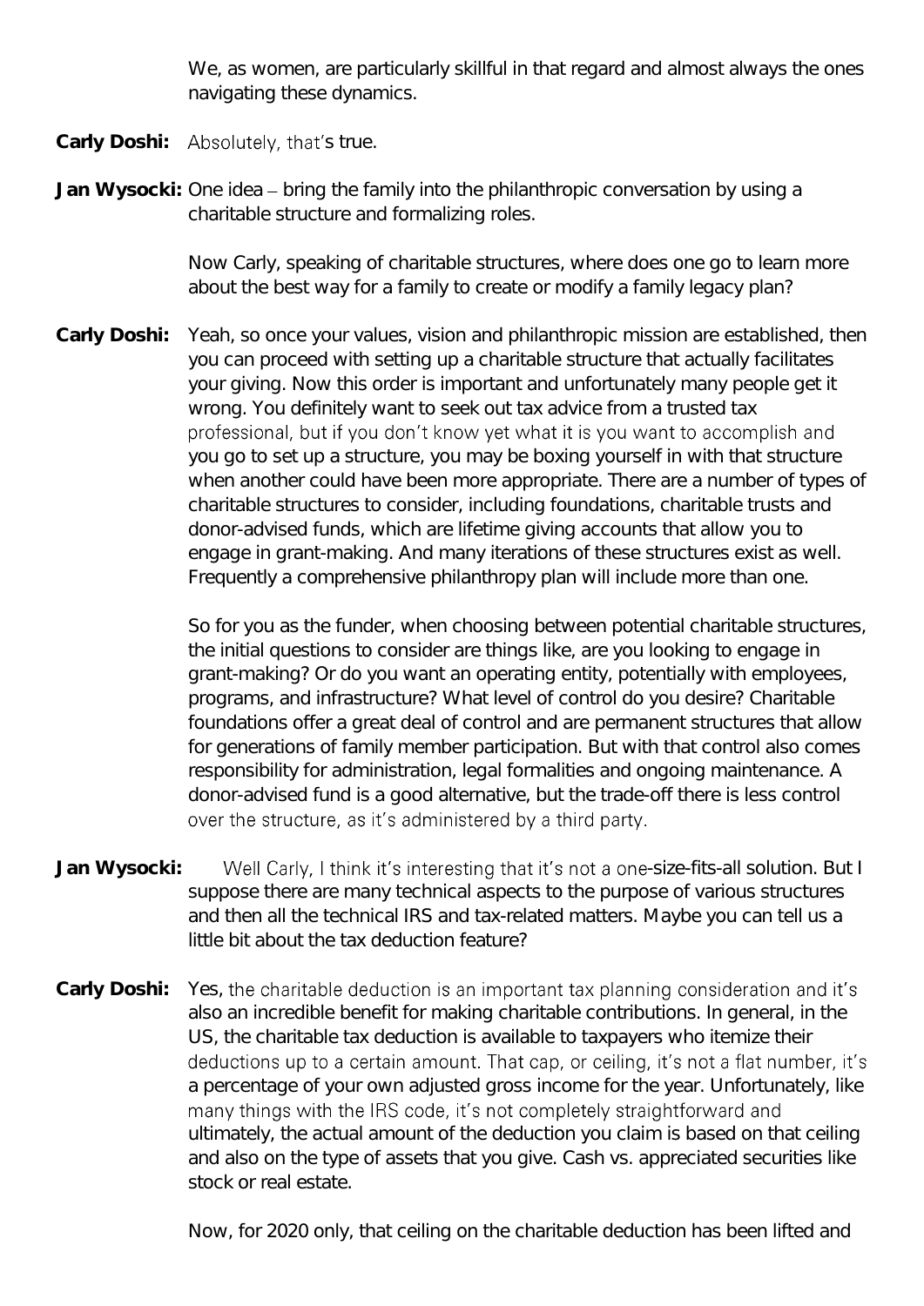We, as women, are particularly skillful in that regard and almost always the ones navigating these dynamics.

**Carly Doshi:** Absolutely, that's true.

**Jan Wysocki:** One idea – bring the family into the philanthropic conversation by using a charitable structure and formalizing roles.

Now Carly, speaking of charitable structures, where does one go to learn more about the best way for a family to create or modify a family legacy plan?

**Carly Doshi:** Yeah, so once your values, vision and philanthropic mission are established, then you can proceed with setting up a charitable structure that actually facilitates your giving. Now this order is important and unfortunately many people get it wrong. You definitely want to seek out tax advice from a trusted tax professional, but if you don't know yet what it is you want to accomplish and you go to set up a structure, you may be boxing yourself in with that structure when another could have been more appropriate. There are a number of types of charitable structures to consider, including foundations, charitable trusts and donor-advised funds, which are lifetime giving accounts that allow you to engage in grant-making. And many iterations of these structures exist as well. Frequently a comprehensive philanthropy plan will include more than one.

So for you as the funder, when choosing between potential charitable structures, the initial questions to consider are things like, are you looking to engage in grant-making? Or do you want an operating entity, potentially with employees, programs, and infrastructure? What level of control do you desire? Charitable foundations offer a great deal of control and are permanent structures that allow for generations of family member participation. But with that control also comes responsibility for administration, legal formalities and ongoing maintenance. A donor-advised fund is a good alternative, but the trade-off there is less control over the structure, as it's administered by a third party.

**Jan Wysocki:** Well Carly, I think it's interesting that it's not a one-size-fits-all solution. But I suppose there are many technical aspects to the purpose of various structures and then all the technical IRS and tax-related matters. Maybe you can tell us a little bit about the tax deduction feature?

**Carly Doshi:** Yes, the charitable deduction is an important tax planning consideration and it's also an incredible benefit for making charitable contributions. In general, in the US, the charitable tax deduction is available to taxpayers who itemize their deductions up to a certain amount. That cap, or ceiling, it's not a flat number, it's a percentage of your own adjusted gross income for the year. Unfortunately, like many things with the IRS code, it's not completely straightforward and ultimately, the actual amount of the deduction you claim is based on that ceiling and also on the type of assets that you give. Cash vs. appreciated securities like stock or real estate.

Now, for 2020 only, that ceiling on the charitable deduction has been lifted and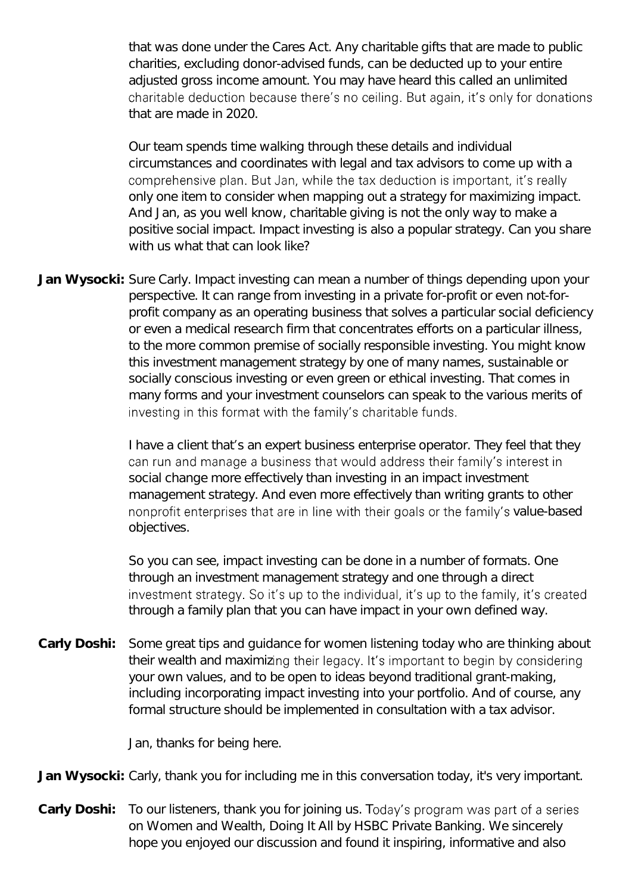that was done under the Cares Act. Any charitable gifts that are made to public charities, excluding donor-advised funds, can be deducted up to your entire adjusted gross income amount. You may have heard this called an unlimited charitable deduction because there's no ceiling. But again, it's only for donations that are made in 2020.

Our team spends time walking through these details and individual circumstances and coordinates with legal and tax advisors to come up with a comprehensive plan. But Jan, while the tax deduction is important, it's really only one item to consider when mapping out a strategy for maximizing impact. And Jan, as you well know, charitable giving is not the only way to make a positive social impact. Impact investing is also a popular strategy. Can you share with us what that can look like?

**Jan Wysocki:** Sure Carly. Impact investing can mean a number of things depending upon your perspective. It can range from investing in a private for-profit or even not-for-profit company as an operating business that solves a particular social deficiency or even a medical research firm that concentrates efforts on a particular illness, to the more common premise of socially responsible investing. You might know this investment management strategy by one of many names, sustainable or socially conscious investing or even green or ethical investing. That comes in many forms and your investment counselors can speak to the various merits of investing in this format with the family's charitable funds.

I have a client that's an expert business enterprise operator. They feel that they can run and manage a business that would address their family's interest in social change more effectively than investing in an impact investment management strategy. And even more effectively than writing grants to other nonprofit enterprises that are in line with their goals or the family's value-based objectives.

So you can see, impact investing can be done in a number of formats. One through an investment management strategy and one through a direct investment strategy. So it's up to the individual, it's up to the family, it's created through a family plan that you can have impact in your own defined way.

**Carly Doshi:** Some great tips and guidance for women listening today who are thinking about their wealth and maximizing their legacy. It's important to begin by considering your own values, and to be open to ideas beyond traditional grant-making, including incorporating impact investing into your portfolio. And of course, any formal structure should be implemented in consultation with a tax advisor.

Jan, thanks for being here.

**Jan Wysocki:** Carly, thank you for including me in this conversation today, it's very important.

**Carly Doshi:** To our listeners, thank you for joining us. Today's program was part of a series on Women and Wealth, Doing It All by HSBC Private Banking. We sincerely hope you enjoyed our discussion and found it inspiring, informative and also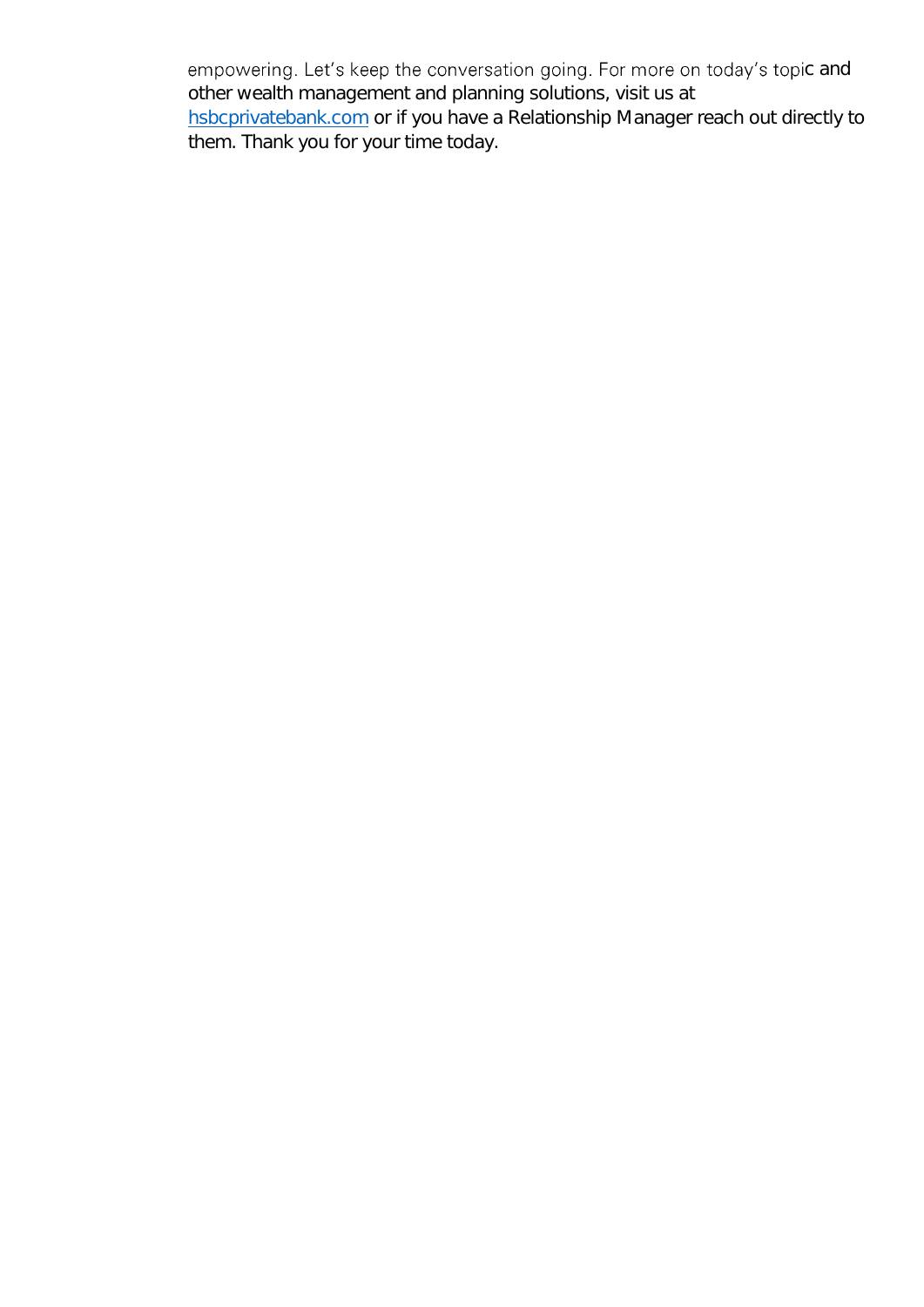empowering. Let's keep the conversation going. For more on today's topic and other wealth management and planning solutions, visit us at [hsbcprivatebank.com](https://hsbcprivatebank.com) or if you have a Relationship Manager reach out directly to them. Thank you for your time today.